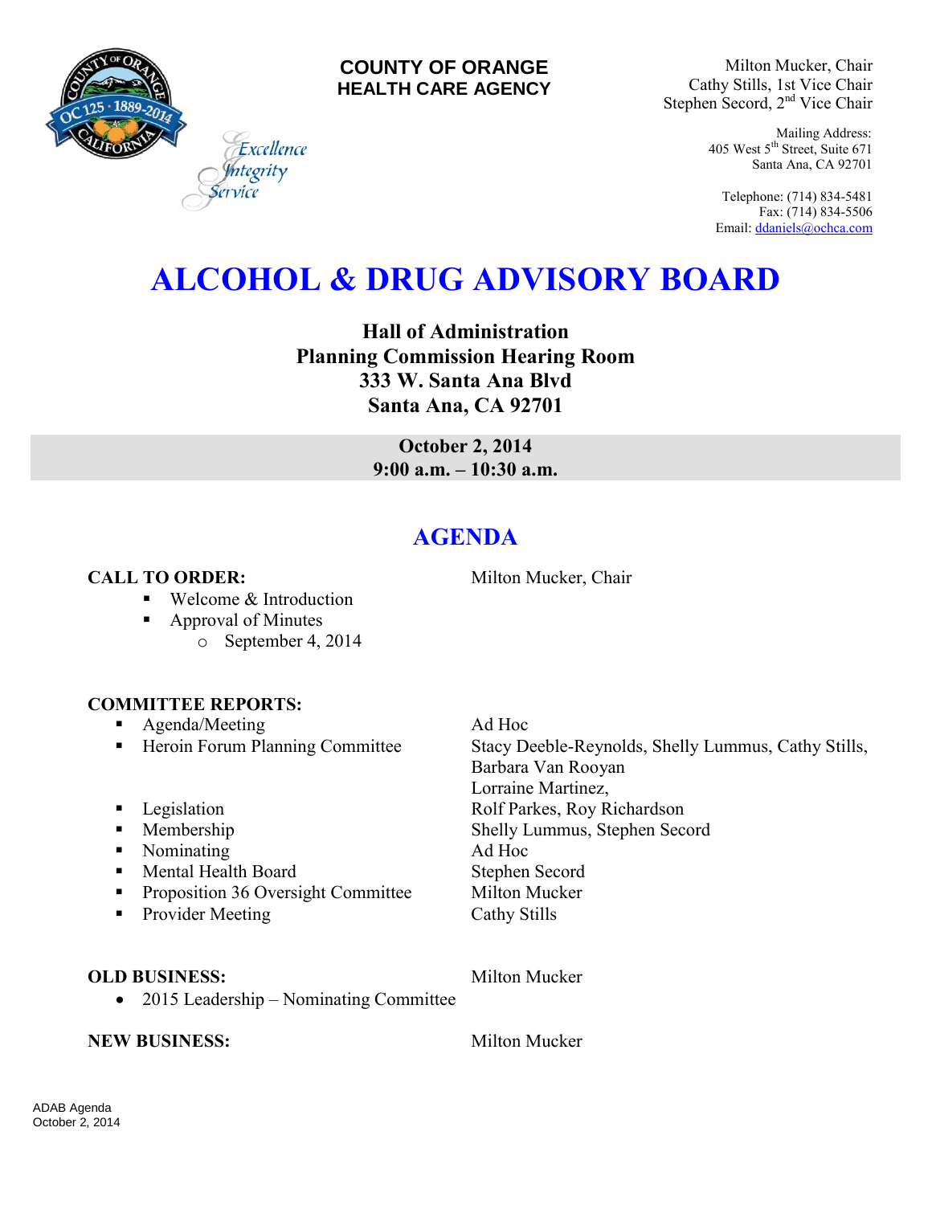**COUNTY OF ORANGE**
**HEALTH CARE AGENCY**

*Excellence*
*Integrity*
*Service*

Milton Mucker, Chair
Cathy Stills, 1st Vice Chair
Stephen Secord, 2nd Vice Chair

Mailing Address:
405 West 5th Street, Suite 671
Santa Ana, CA 92701

Telephone: (714) 834-5481
Fax: (714) 834-5506
Email: ddaniels@ochca.com

# ALCOHOL & DRUG ADVISORY BOARD

**Hall of Administration**
**Planning Commission Hearing Room**
**333 W. Santa Ana Blvd**
**Santa Ana, CA 92701**

**October 2, 2014**
**9:00 a.m. – 10:30 a.m.**

## AGENDA

**CALL TO ORDER:** Milton Mucker, Chair

- Welcome & Introduction
- Approval of Minutes
  - September 4, 2014

**COMMITTEE REPORTS:**

- Agenda/Meeting — Ad Hoc
- Heroin Forum Planning Committee — Stacy Deeble-Reynolds, Shelly Lummus, Cathy Stills, Barbara Van Rooyan, Lorraine Martinez,
- Legislation — Rolf Parkes, Roy Richardson
- Membership — Shelly Lummus, Stephen Secord
- Nominating — Ad Hoc
- Mental Health Board — Stephen Secord
- Proposition 36 Oversight Committee — Milton Mucker
- Provider Meeting — Cathy Stills

**OLD BUSINESS:** Milton Mucker

- 2015 Leadership – Nominating Committee

**NEW BUSINESS:** Milton Mucker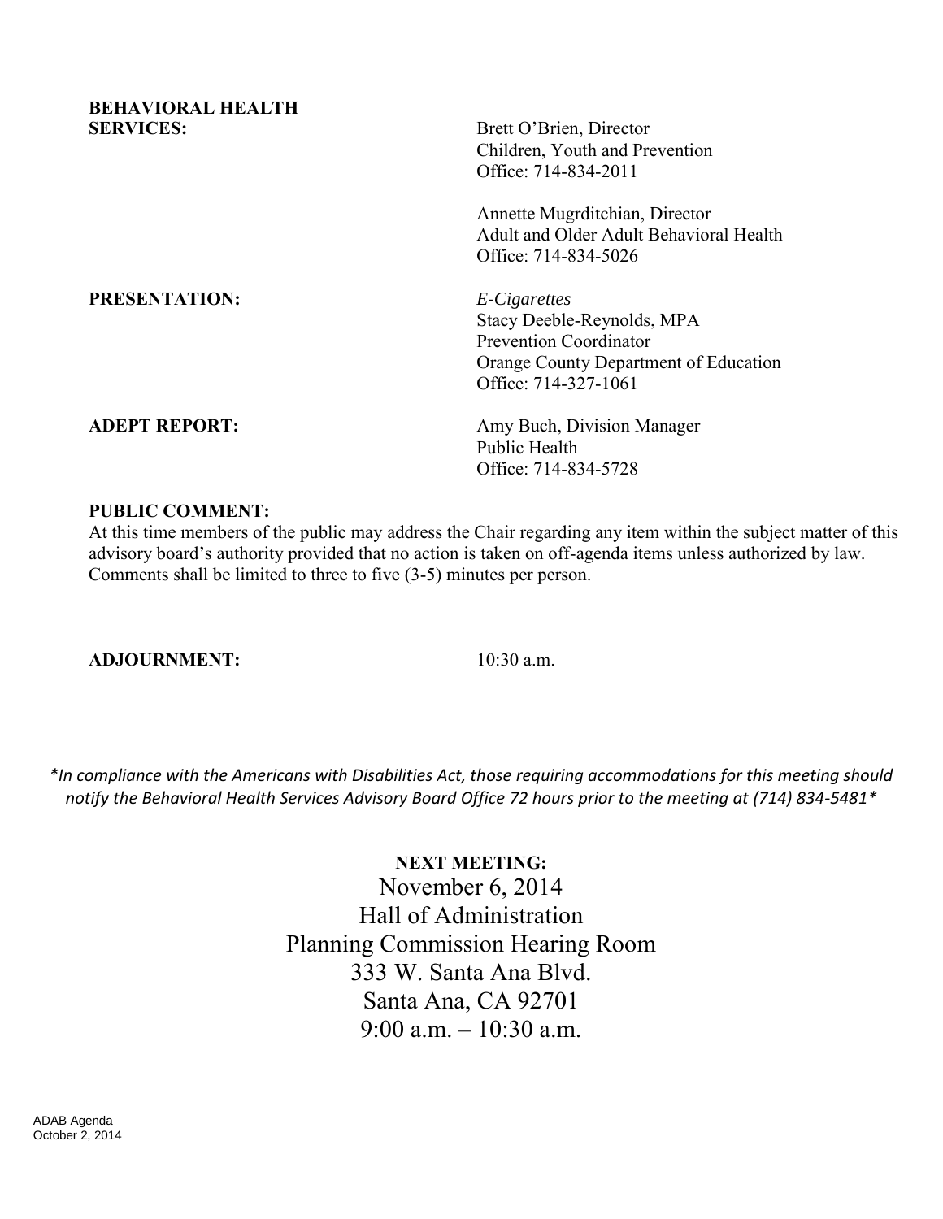**BEHAVIORAL HEALTH SERVICES:**

Brett O'Brien, Director
Children, Youth and Prevention
Office: 714-834-2011

Annette Mugrditchian, Director
Adult and Older Adult Behavioral Health
Office: 714-834-5026

**PRESENTATION:**

*E-Cigarettes*
Stacy Deeble-Reynolds, MPA
Prevention Coordinator
Orange County Department of Education
Office: 714-327-1061

**ADEPT REPORT:**

Amy Buch, Division Manager
Public Health
Office: 714-834-5728

**PUBLIC COMMENT:**
At this time members of the public may address the Chair regarding any item within the subject matter of this advisory board's authority provided that no action is taken on off-agenda items unless authorized by law. Comments shall be limited to three to five (3-5) minutes per person.

**ADJOURNMENT:** 10:30 a.m.

*\*In compliance with the Americans with Disabilities Act, those requiring accommodations for this meeting should notify the Behavioral Health Services Advisory Board Office 72 hours prior to the meeting at (714) 834-5481\**

**NEXT MEETING:**
November 6, 2014
Hall of Administration
Planning Commission Hearing Room
333 W. Santa Ana Blvd.
Santa Ana, CA 92701
9:00 a.m. – 10:30 a.m.